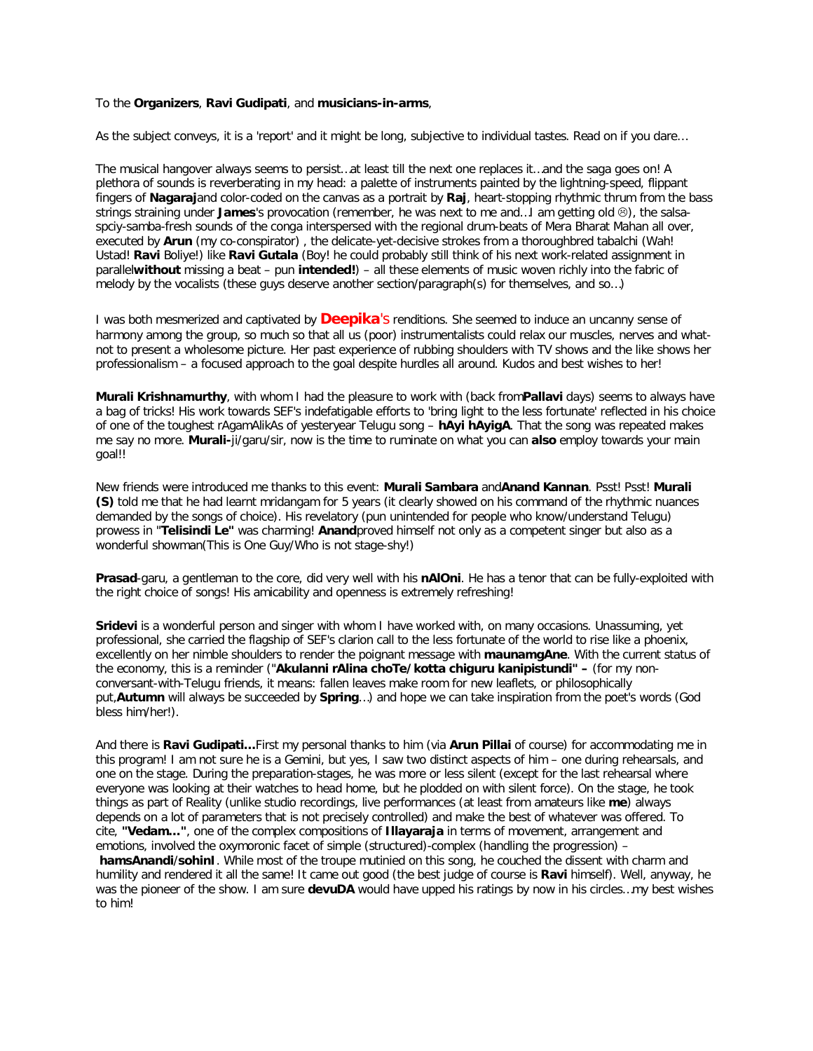To the **Organizers**, **Ravi Gudipati**, and **musicians-in-arms**,

As the subject conveys, it is a 'report' and it might be long, subjective to individual tastes. Read on if you dare…

The musical hangover always seems to persist…at least till the next one replaces it…and the saga goes on! A plethora of sounds is reverberating in my head: a palette of instruments painted by the lightning-speed, flippant fingers of **Nagaraj**and color-coded on the canvas as a portrait by **Raj**, heart-stopping rhythmic thrum from the bass strings straining under **James**'s provocation (remember, he was next to me and…I am getting old ☹), the salsa-spciy-samba-fresh sounds of the conga interspersed with the regional drum-beats of Mera Bharat Mahan all over, executed by **Arun** (my co-conspirator) , the delicate-yet-decisive strokes from a thoroughbred tabalchi (Wah! Ustad! **Ravi** Boliye!) like **Ravi Gutala** (Boy! he could probably still think of his next work-related assignment in parallel**without** missing a beat – pun **intended!**) – all these elements of music woven richly into the fabric of melody by the vocalists (these guys deserve another section/paragraph(s) for themselves, and so…)

I was both mesmerized and captivated by **Deepika**'s renditions. She seemed to induce an uncanny sense of harmony among the group, so much so that all us (poor) instrumentalists could relax our muscles, nerves and what-not to present a wholesome picture. Her past experience of rubbing shoulders with TV shows and the like shows her professionalism – a focused approach to the goal despite hurdles all around. Kudos and best wishes to her!

**Murali Krishnamurthy**, with whom I had the pleasure to work with (back from**Pallavi** days) seems to always have a bag of tricks! His work towards SEF's indefatigable efforts to 'bring light to the less fortunate' reflected in his choice of one of the toughest rAgamAlikAs of yesteryear Telugu song – **hAyi hAyigA**. That the song was repeated makes me say no more. **Murali-**ji/garu/sir, now is the time to ruminate on what you can **also** employ towards your main goal!!

New friends were introduced me thanks to this event: **Murali Sambara** and**Anand Kannan**. Psst! Psst! **Murali (S)** told me that he had learnt mridangam for 5 years (it clearly showed on his command of the rhythmic nuances demanded by the songs of choice). His revelatory (pun unintended for people who know/understand Telugu) prowess in "**Telisindi Le**" was charming! **Anand**proved himself not only as a competent singer but also as a wonderful showman(This is One Guy/Who is not stage-shy!)

**Prasad**-garu, a gentleman to the core, did very well with his **nAlOni**. He has a tenor that can be fully-exploited with the right choice of songs! His amicability and openness is extremely refreshing!

**Sridevi** is a wonderful person and singer with whom I have worked with, on many occasions. Unassuming, yet professional, she carried the flagship of SEF's clarion call to the less fortunate of the world to rise like a phoenix, excellently on her nimble shoulders to render the poignant message with **maunamgAne**. With the current status of the economy, this is a reminder ("**Akulanni rAlina choTe/kotta chiguru kanipistundi" –** (for my non-conversant-with-Telugu friends, it means: fallen leaves make room for new leaflets, or philosophically put,**Autumn** will always be succeeded by **Spring**…) and hope we can take inspiration from the poet's words (God bless him/her!).

And there is **Ravi Gudipati…**First my personal thanks to him (via **Arun Pillai** of course) for accommodating me in this program! I am not sure he is a Gemini, but yes, I saw two distinct aspects of him – one during rehearsals, and one on the stage. During the preparation-stages, he was more or less silent (except for the last rehearsal where everyone was looking at their watches to head home, but he plodded on with silent force). On the stage, he took things as part of Reality (unlike studio recordings, live performances (at least from amateurs like **me**) always depends on a lot of parameters that is not precisely controlled) and make the best of whatever was offered. To cite, **"Vedam…"**, one of the complex compositions of **Illayaraja** in terms of movement, arrangement and emotions, involved the oxymoronic facet of simple (structured)-complex (handling the progression) – **hamsAnandi**/**sohinI**. While most of the troupe mutinied on this song, he couched the dissent with charm and humility and rendered it all the same! It came out good (the best judge of course is **Ravi** himself). Well, anyway, he was the pioneer of the show. I am sure **devuDA** would have upped his ratings by now in his circles…my best wishes to him!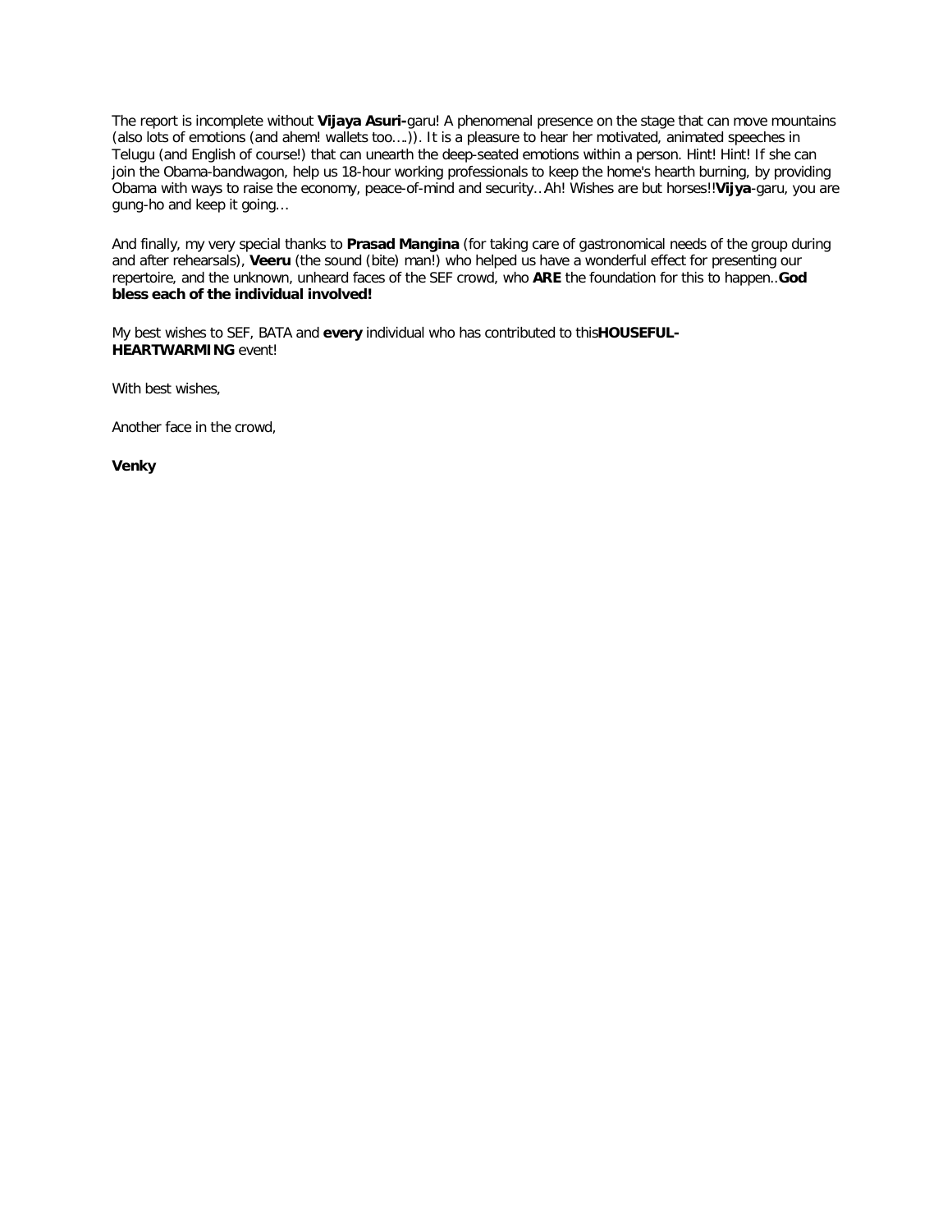The report is incomplete without **Vijaya Asuri-**garu! A phenomenal presence on the stage that can move mountains (also lots of emotions (and ahem! wallets too….)). It is a pleasure to hear her motivated, animated speeches in Telugu (and English of course!) that can unearth the deep-seated emotions within a person. Hint! Hint! If she can join the Obama-bandwagon, help us 18-hour working professionals to keep the home's hearth burning, by providing Obama with ways to raise the economy, peace-of-mind and security…Ah! Wishes are but horses!!**Vijya**-garu, you are gung-ho and keep it going…

And finally, my very special thanks to **Prasad Mangina** (for taking care of gastronomical needs of the group during and after rehearsals), **Veeru** (the sound (bite) man!) who helped us have a wonderful effect for presenting our repertoire, and the unknown, unheard faces of the SEF crowd, who **ARE** the foundation for this to happen..**God bless each of the individual involved!**

My best wishes to SEF, BATA and **every** individual who has contributed to this**HOUSEFUL-HEARTWARMING** event!

With best wishes,

Another face in the crowd,

**Venky**